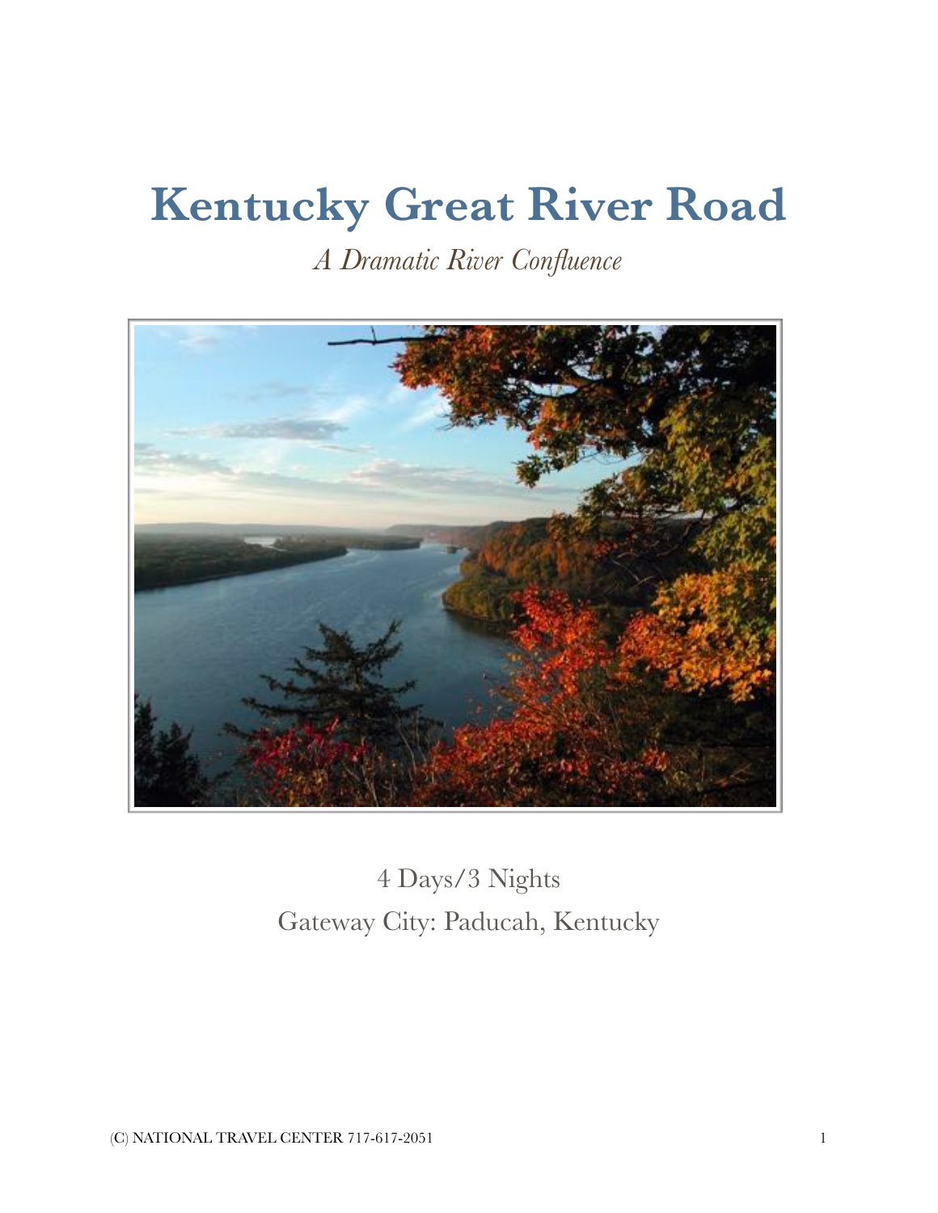# Kentucky Great River Road

*A Dramatic River Confluence*

4 Days/3 Nights

Gateway City: Paducah, Kentucky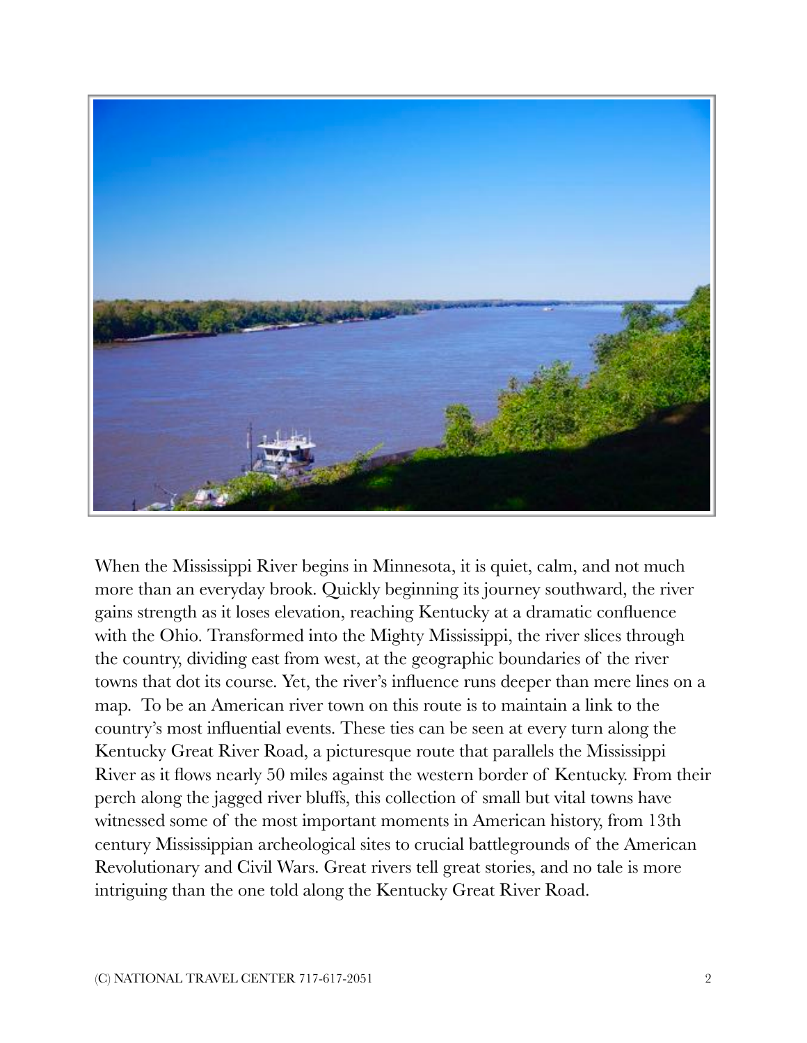When the Mississippi River begins in Minnesota, it is quiet, calm, and not much more than an everyday brook. Quickly beginning its journey southward, the river gains strength as it loses elevation, reaching Kentucky at a dramatic confluence with the Ohio. Transformed into the Mighty Mississippi, the river slices through the country, dividing east from west, at the geographic boundaries of the river towns that dot its course. Yet, the river's influence runs deeper than mere lines on a map. To be an American river town on this route is to maintain a link to the country's most influential events. These ties can be seen at every turn along the Kentucky Great River Road, a picturesque route that parallels the Mississippi River as it flows nearly 50 miles against the western border of Kentucky. From their perch along the jagged river bluffs, this collection of small but vital towns have witnessed some of the most important moments in American history, from 13th century Mississippian archeological sites to crucial battlegrounds of the American Revolutionary and Civil Wars. Great rivers tell great stories, and no tale is more intriguing than the one told along the Kentucky Great River Road.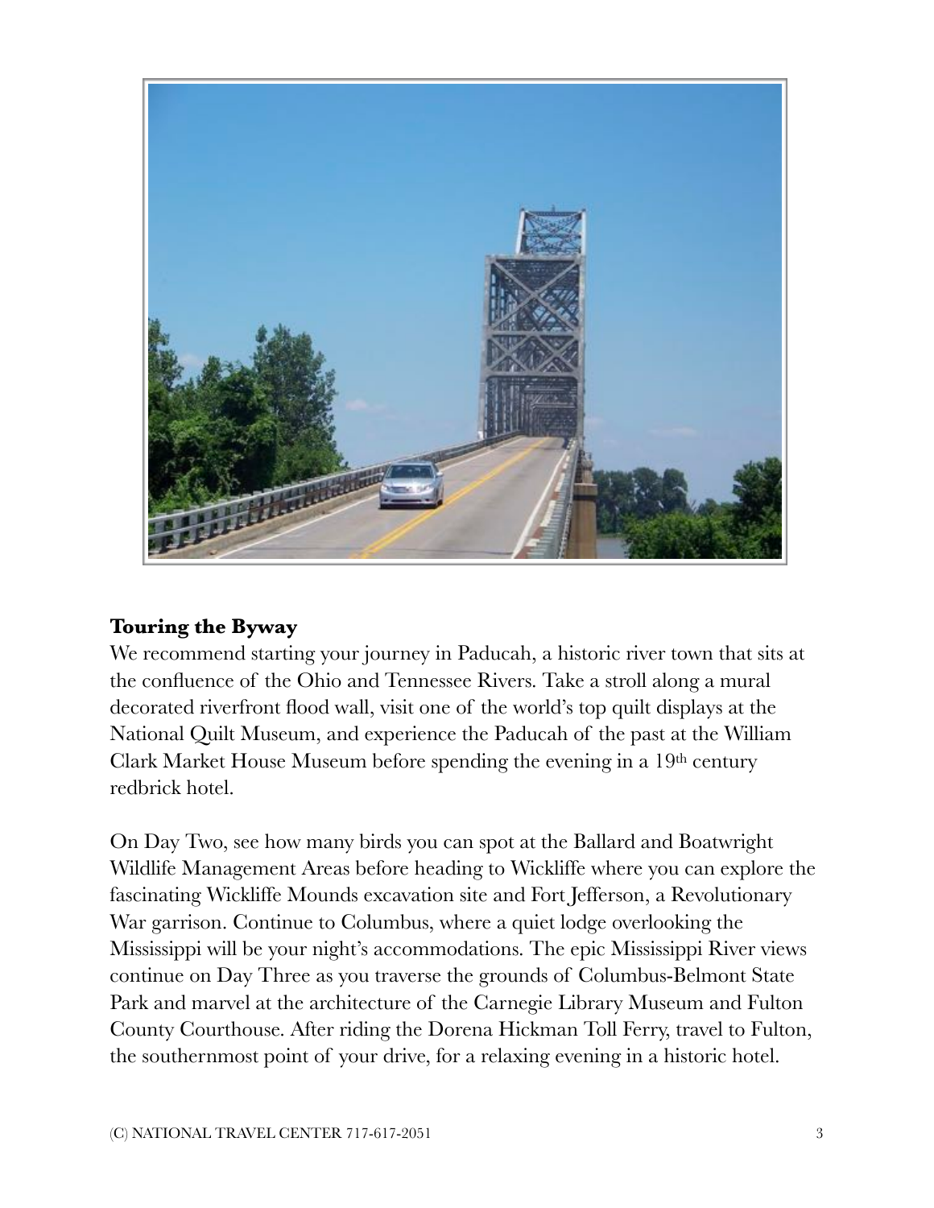**Touring the Byway**

We recommend starting your journey in Paducah, a historic river town that sits at the confluence of the Ohio and Tennessee Rivers. Take a stroll along a mural decorated riverfront flood wall, visit one of the world's top quilt displays at the National Quilt Museum, and experience the Paducah of the past at the William Clark Market House Museum before spending the evening in a 19th century redbrick hotel.

On Day Two, see how many birds you can spot at the Ballard and Boatwright Wildlife Management Areas before heading to Wickliffe where you can explore the fascinating Wickliffe Mounds excavation site and Fort Jefferson, a Revolutionary War garrison. Continue to Columbus, where a quiet lodge overlooking the Mississippi will be your night's accommodations. The epic Mississippi River views continue on Day Three as you traverse the grounds of Columbus-Belmont State Park and marvel at the architecture of the Carnegie Library Museum and Fulton County Courthouse. After riding the Dorena Hickman Toll Ferry, travel to Fulton, the southernmost point of your drive, for a relaxing evening in a historic hotel.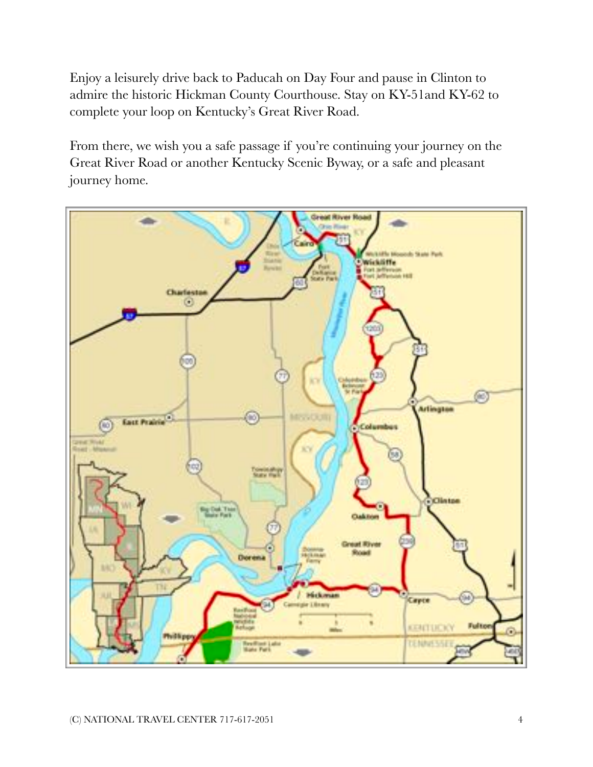Enjoy a leisurely drive back to Paducah on Day Four and pause in Clinton to admire the historic Hickman County Courthouse. Stay on KY-51and KY-62 to complete your loop on Kentucky's Great River Road.

From there, we wish you a safe passage if you're continuing your journey on the Great River Road or another Kentucky Scenic Byway, or a safe and pleasant journey home.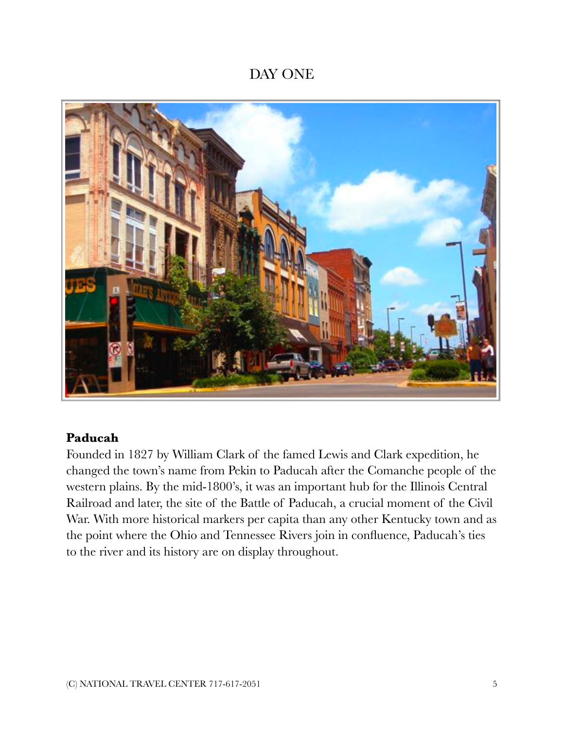# DAY ONE

**Paducah**

Founded in 1827 by William Clark of the famed Lewis and Clark expedition, he changed the town's name from Pekin to Paducah after the Comanche people of the western plains. By the mid-1800's, it was an important hub for the Illinois Central Railroad and later, the site of the Battle of Paducah, a crucial moment of the Civil War. With more historical markers per capita than any other Kentucky town and as the point where the Ohio and Tennessee Rivers join in confluence, Paducah's ties to the river and its history are on display throughout.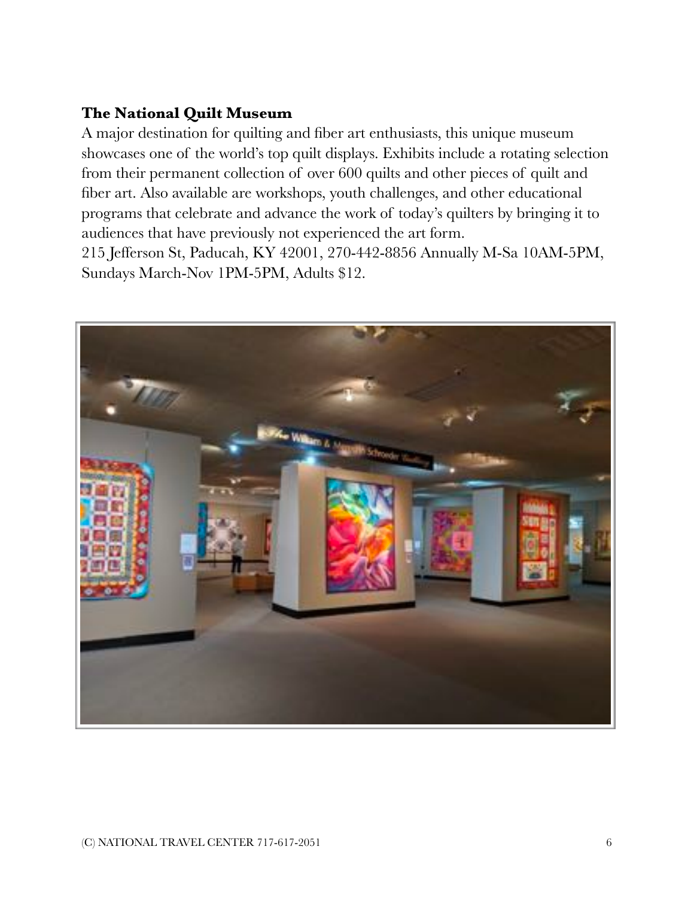**The National Quilt Museum**

A major destination for quilting and fiber art enthusiasts, this unique museum showcases one of the world's top quilt displays. Exhibits include a rotating selection from their permanent collection of over 600 quilts and other pieces of quilt and fiber art. Also available are workshops, youth challenges, and other educational programs that celebrate and advance the work of today's quilters by bringing it to audiences that have previously not experienced the art form.

215 Jefferson St, Paducah, KY 42001, 270-442-8856 Annually M-Sa 10AM-5PM, Sundays March-Nov 1PM-5PM, Adults $12.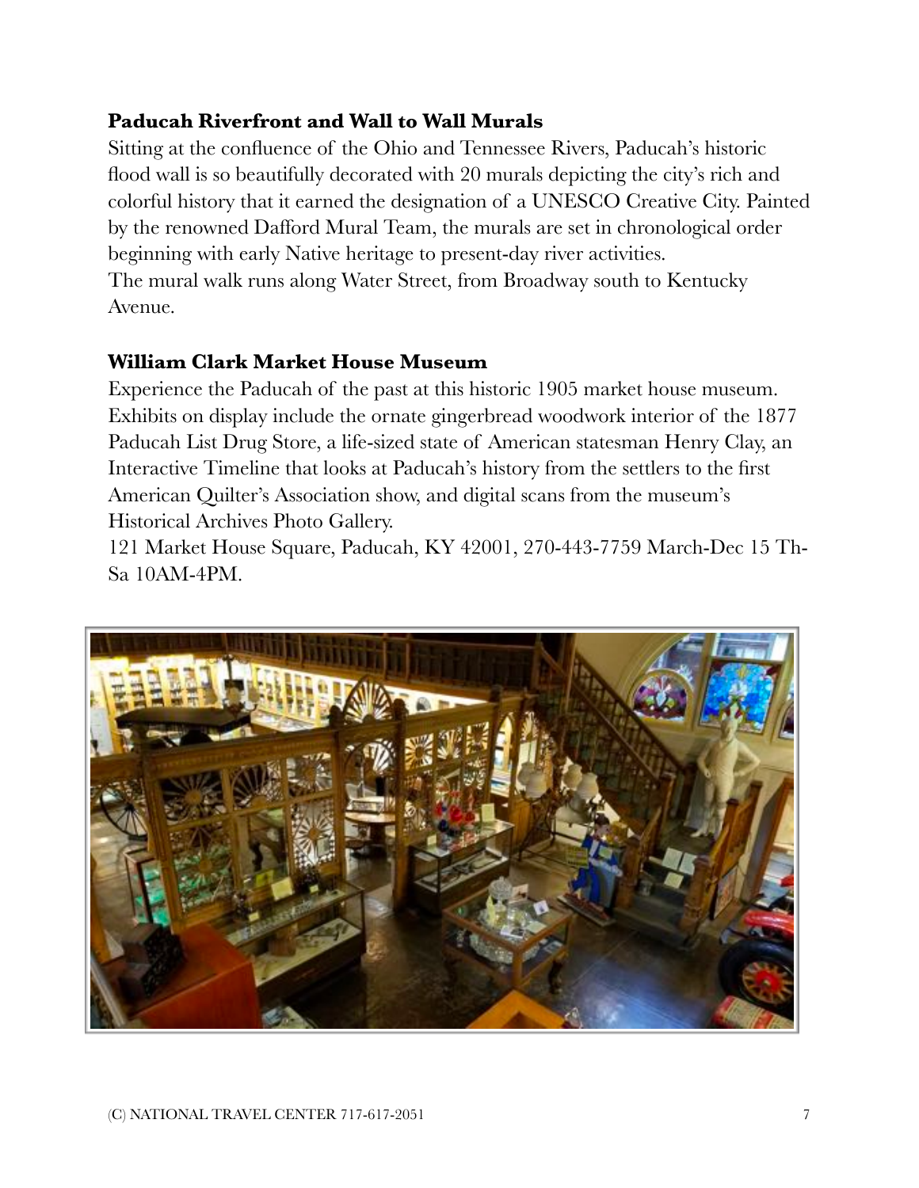**Paducah Riverfront and Wall to Wall Murals**

Sitting at the confluence of the Ohio and Tennessee Rivers, Paducah's historic flood wall is so beautifully decorated with 20 murals depicting the city's rich and colorful history that it earned the designation of a UNESCO Creative City. Painted by the renowned Dafford Mural Team, the murals are set in chronological order beginning with early Native heritage to present-day river activities.
The mural walk runs along Water Street, from Broadway south to Kentucky Avenue.

**William Clark Market House Museum**

Experience the Paducah of the past at this historic 1905 market house museum. Exhibits on display include the ornate gingerbread woodwork interior of the 1877 Paducah List Drug Store, a life-sized state of American statesman Henry Clay, an Interactive Timeline that looks at Paducah's history from the settlers to the first American Quilter's Association show, and digital scans from the museum's Historical Archives Photo Gallery.
121 Market House Square, Paducah, KY 42001, 270-443-7759 March-Dec 15 Th-Sa 10AM-4PM.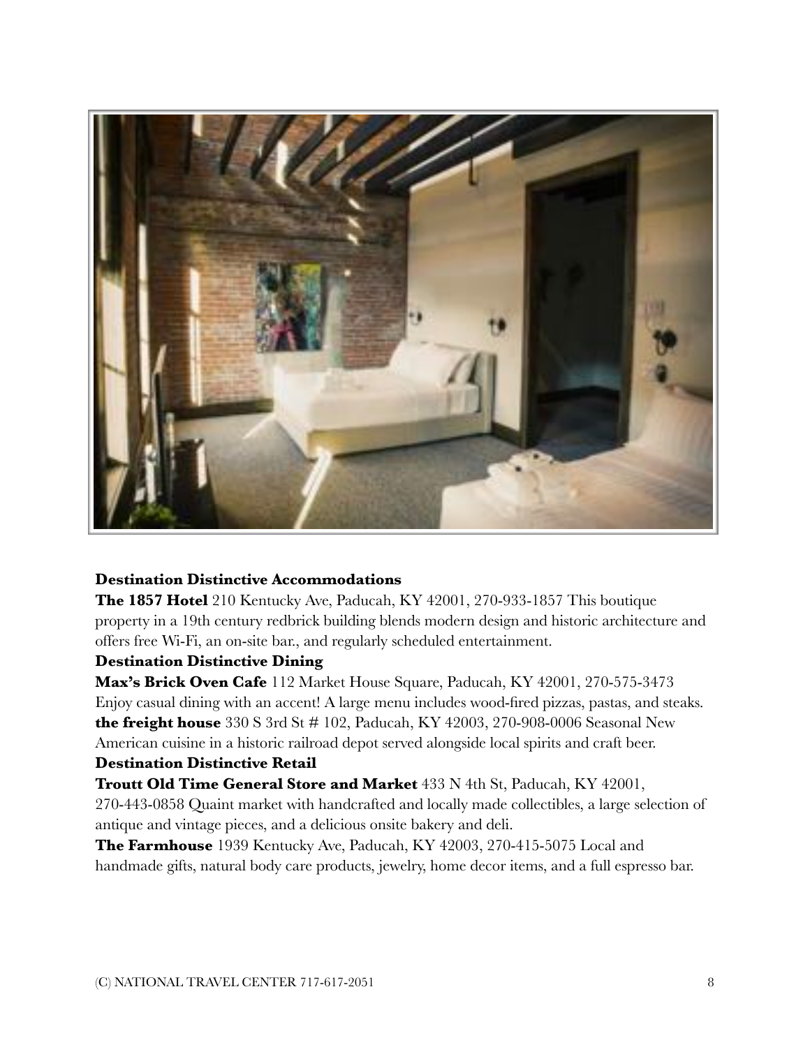**Destination Distinctive Accommodations**

**The 1857 Hotel** 210 Kentucky Ave, Paducah, KY 42001, 270-933-1857 This boutique property in a 19th century redbrick building blends modern design and historic architecture and offers free Wi-Fi, an on-site bar., and regularly scheduled entertainment.

**Destination Distinctive Dining**

**Max's Brick Oven Cafe** 112 Market House Square, Paducah, KY 42001, 270-575-3473 Enjoy casual dining with an accent! A large menu includes wood-fired pizzas, pastas, and steaks.

**the freight house** 330 S 3rd St # 102, Paducah, KY 42003, 270-908-0006 Seasonal New American cuisine in a historic railroad depot served alongside local spirits and craft beer.

**Destination Distinctive Retail**

**Troutt Old Time General Store and Market** 433 N 4th St, Paducah, KY 42001, 270-443-0858 Quaint market with handcrafted and locally made collectibles, a large selection of antique and vintage pieces, and a delicious onsite bakery and deli.

**The Farmhouse** 1939 Kentucky Ave, Paducah, KY 42003, 270-415-5075 Local and handmade gifts, natural body care products, jewelry, home decor items, and a full espresso bar.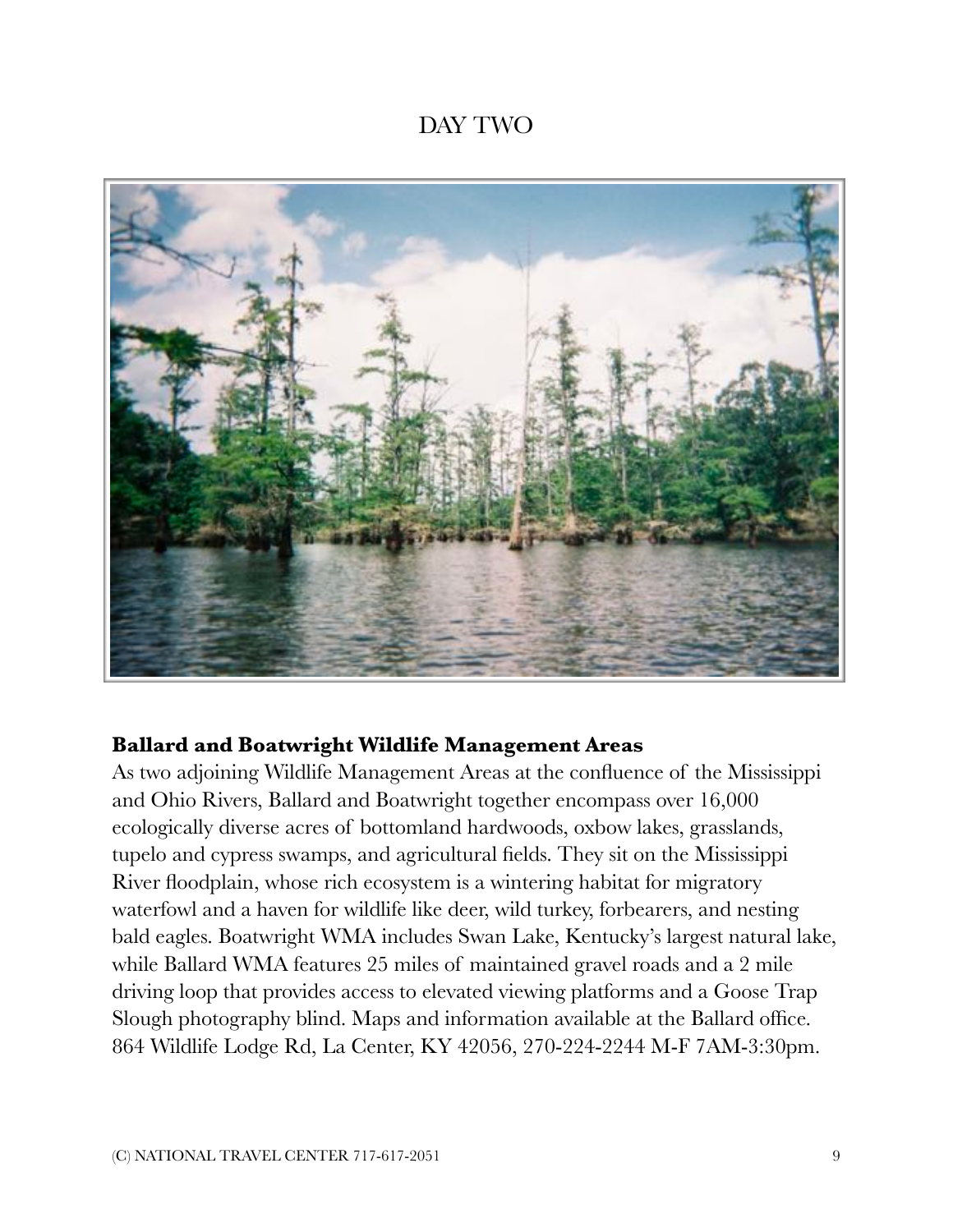# DAY TWO

**Ballard and Boatwright Wildlife Management Areas**

As two adjoining Wildlife Management Areas at the confluence of the Mississippi and Ohio Rivers, Ballard and Boatwright together encompass over 16,000 ecologically diverse acres of bottomland hardwoods, oxbow lakes, grasslands, tupelo and cypress swamps, and agricultural fields. They sit on the Mississippi River floodplain, whose rich ecosystem is a wintering habitat for migratory waterfowl and a haven for wildlife like deer, wild turkey, forbearers, and nesting bald eagles. Boatwright WMA includes Swan Lake, Kentucky's largest natural lake, while Ballard WMA features 25 miles of maintained gravel roads and a 2 mile driving loop that provides access to elevated viewing platforms and a Goose Trap Slough photography blind. Maps and information available at the Ballard office. 864 Wildlife Lodge Rd, La Center, KY 42056, 270-224-2244 M-F 7AM-3:30pm.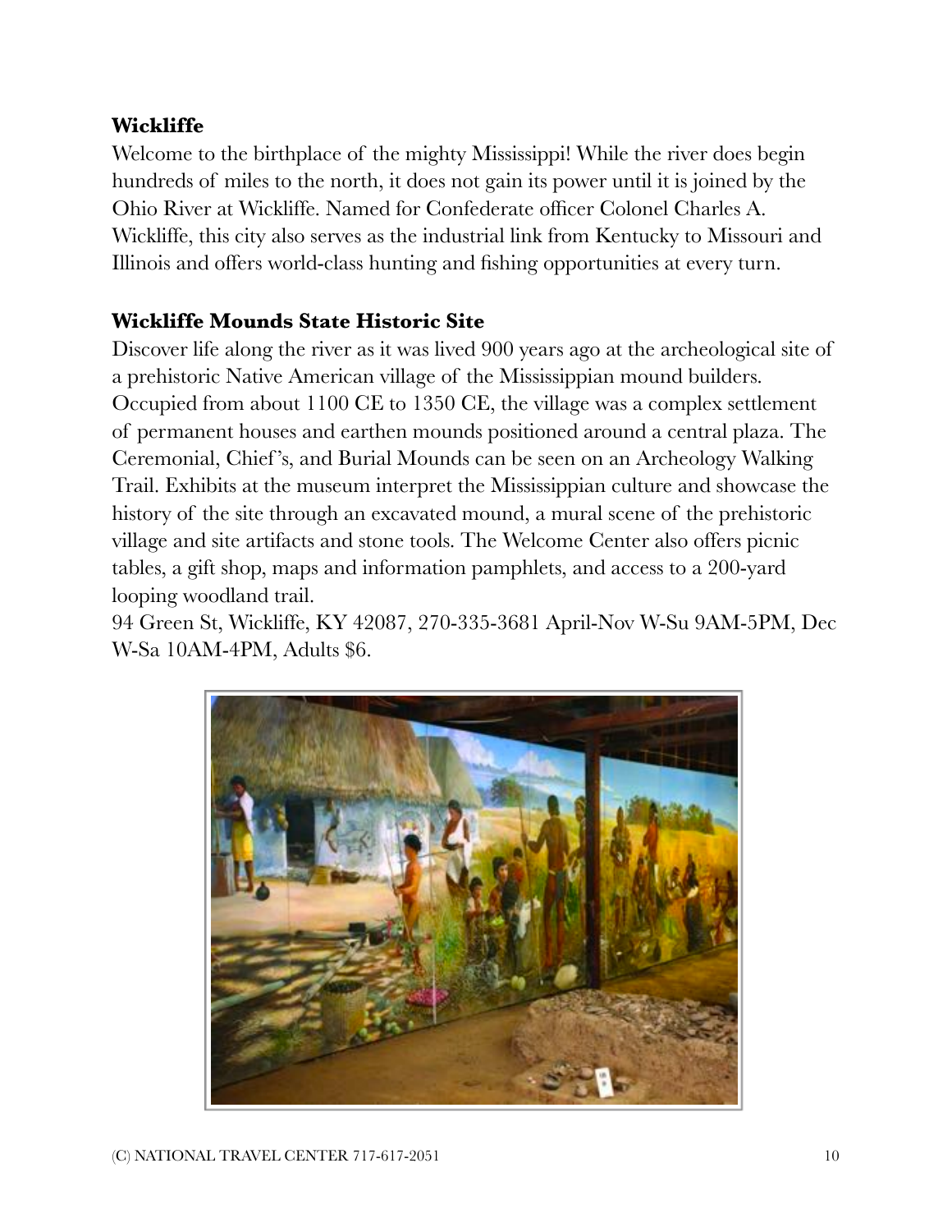## Wickliffe

Welcome to the birthplace of the mighty Mississippi! While the river does begin hundreds of miles to the north, it does not gain its power until it is joined by the Ohio River at Wickliffe. Named for Confederate officer Colonel Charles A. Wickliffe, this city also serves as the industrial link from Kentucky to Missouri and Illinois and offers world-class hunting and fishing opportunities at every turn.

## Wickliffe Mounds State Historic Site

Discover life along the river as it was lived 900 years ago at the archeological site of a prehistoric Native American village of the Mississippian mound builders. Occupied from about 1100 CE to 1350 CE, the village was a complex settlement of permanent houses and earthen mounds positioned around a central plaza. The Ceremonial, Chief's, and Burial Mounds can be seen on an Archeology Walking Trail. Exhibits at the museum interpret the Mississippian culture and showcase the history of the site through an excavated mound, a mural scene of the prehistoric village and site artifacts and stone tools. The Welcome Center also offers picnic tables, a gift shop, maps and information pamphlets, and access to a 200-yard looping woodland trail.

94 Green St, Wickliffe, KY 42087, 270-335-3681 April-Nov W-Su 9AM-5PM, Dec W-Sa 10AM-4PM, Adults $6.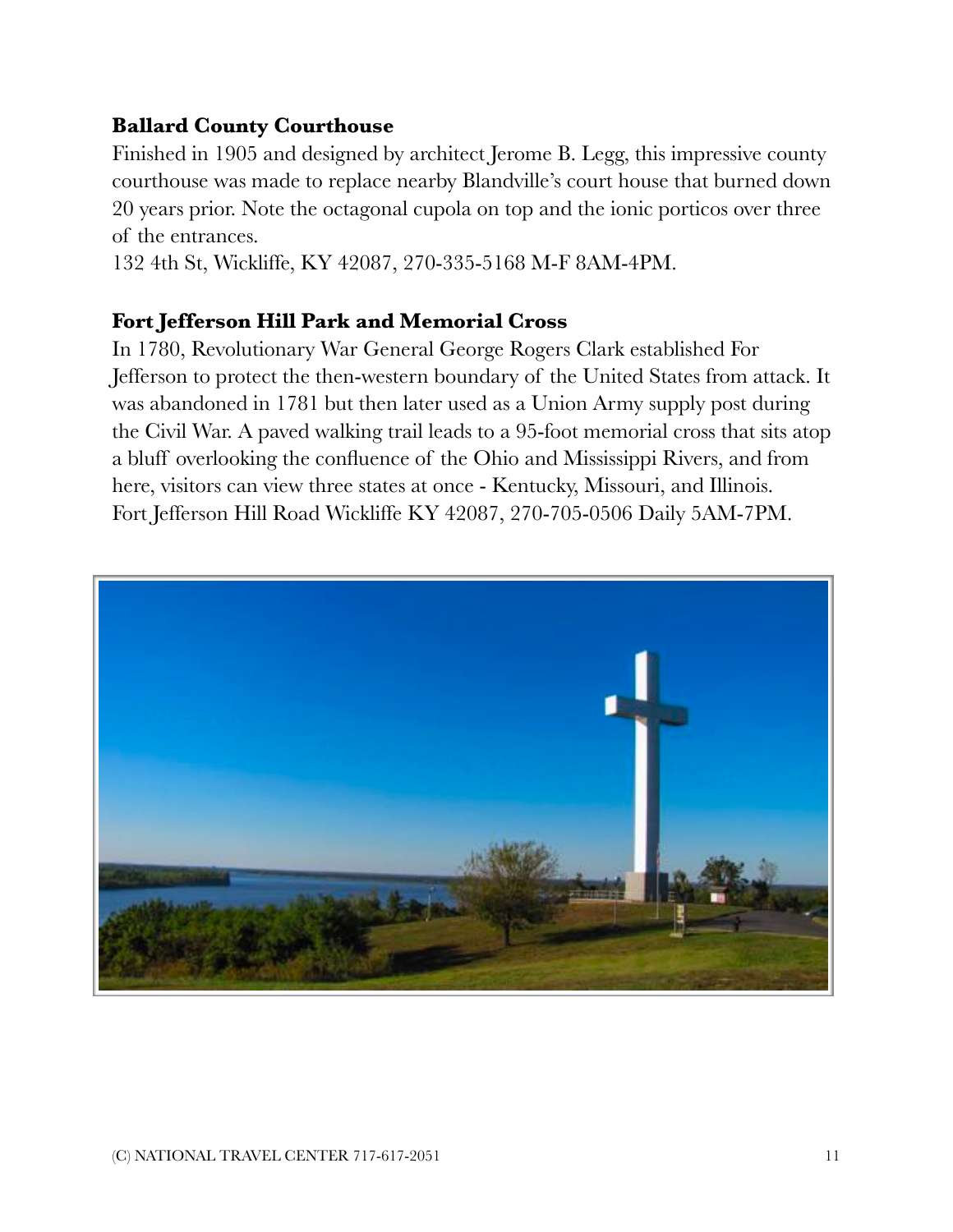**Ballard County Courthouse**

Finished in 1905 and designed by architect Jerome B. Legg, this impressive county courthouse was made to replace nearby Blandville's court house that burned down 20 years prior. Note the octagonal cupola on top and the ionic porticos over three of the entrances.

132 4th St, Wickliffe, KY 42087, 270-335-5168 M-F 8AM-4PM.

**Fort Jefferson Hill Park and Memorial Cross**

In 1780, Revolutionary War General George Rogers Clark established For Jefferson to protect the then-western boundary of the United States from attack. It was abandoned in 1781 but then later used as a Union Army supply post during the Civil War. A paved walking trail leads to a 95-foot memorial cross that sits atop a bluff overlooking the confluence of the Ohio and Mississippi Rivers, and from here, visitors can view three states at once - Kentucky, Missouri, and Illinois.

Fort Jefferson Hill Road Wickliffe KY 42087, 270-705-0506 Daily 5AM-7PM.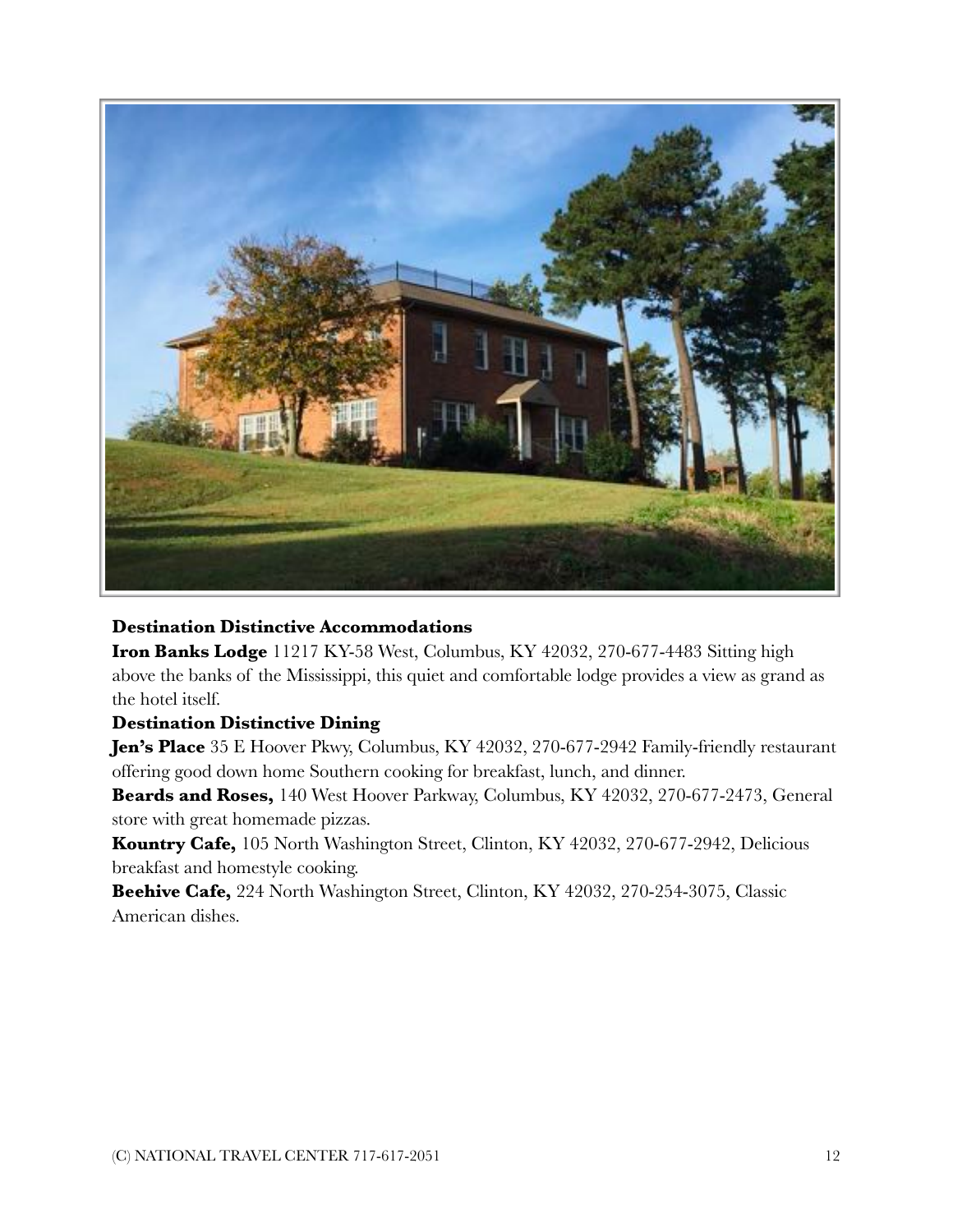**Destination Distinctive Accommodations**

**Iron Banks Lodge** 11217 KY-58 West, Columbus, KY 42032, 270-677-4483 Sitting high above the banks of the Mississippi, this quiet and comfortable lodge provides a view as grand as the hotel itself.

**Destination Distinctive Dining**

**Jen's Place** 35 E Hoover Pkwy, Columbus, KY 42032, 270-677-2942 Family-friendly restaurant offering good down home Southern cooking for breakfast, lunch, and dinner.

**Beards and Roses,** 140 West Hoover Parkway, Columbus, KY 42032, 270-677-2473, General store with great homemade pizzas.

**Kountry Cafe,** 105 North Washington Street, Clinton, KY 42032, 270-677-2942, Delicious breakfast and homestyle cooking.

**Beehive Cafe,** 224 North Washington Street, Clinton, KY 42032, 270-254-3075, Classic American dishes.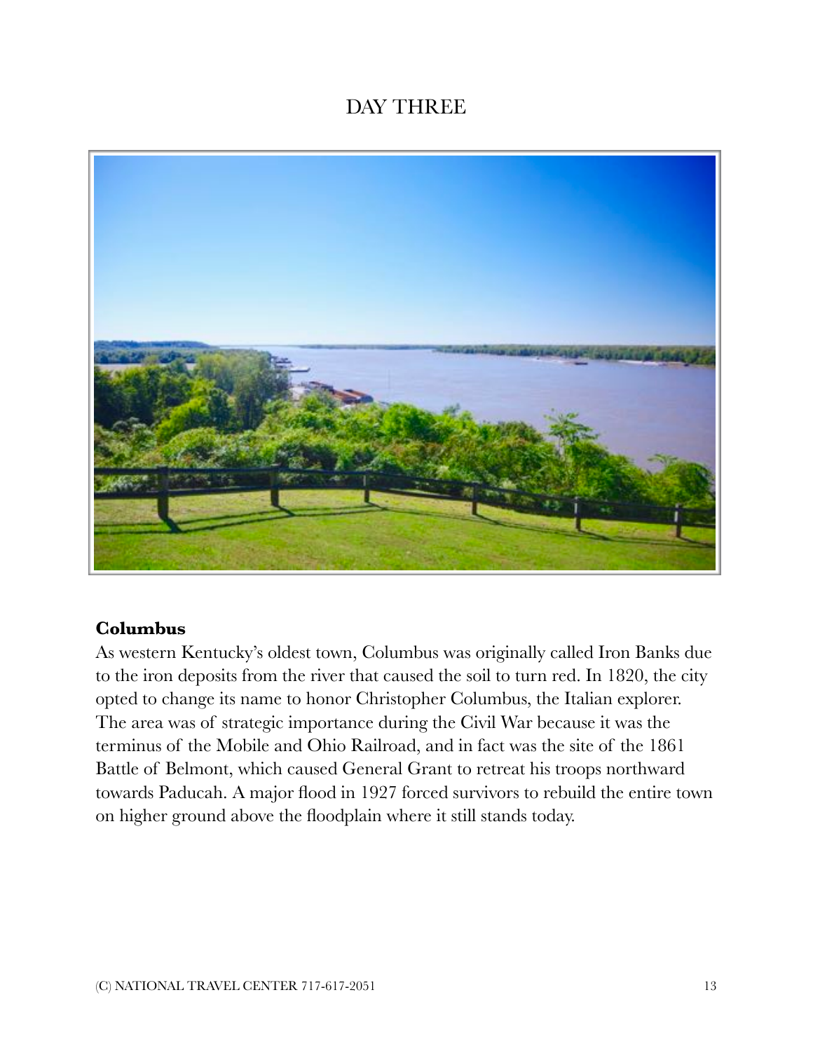# DAY THREE

**Columbus**

As western Kentucky's oldest town, Columbus was originally called Iron Banks due to the iron deposits from the river that caused the soil to turn red. In 1820, the city opted to change its name to honor Christopher Columbus, the Italian explorer. The area was of strategic importance during the Civil War because it was the terminus of the Mobile and Ohio Railroad, and in fact was the site of the 1861 Battle of Belmont, which caused General Grant to retreat his troops northward towards Paducah. A major flood in 1927 forced survivors to rebuild the entire town on higher ground above the floodplain where it still stands today.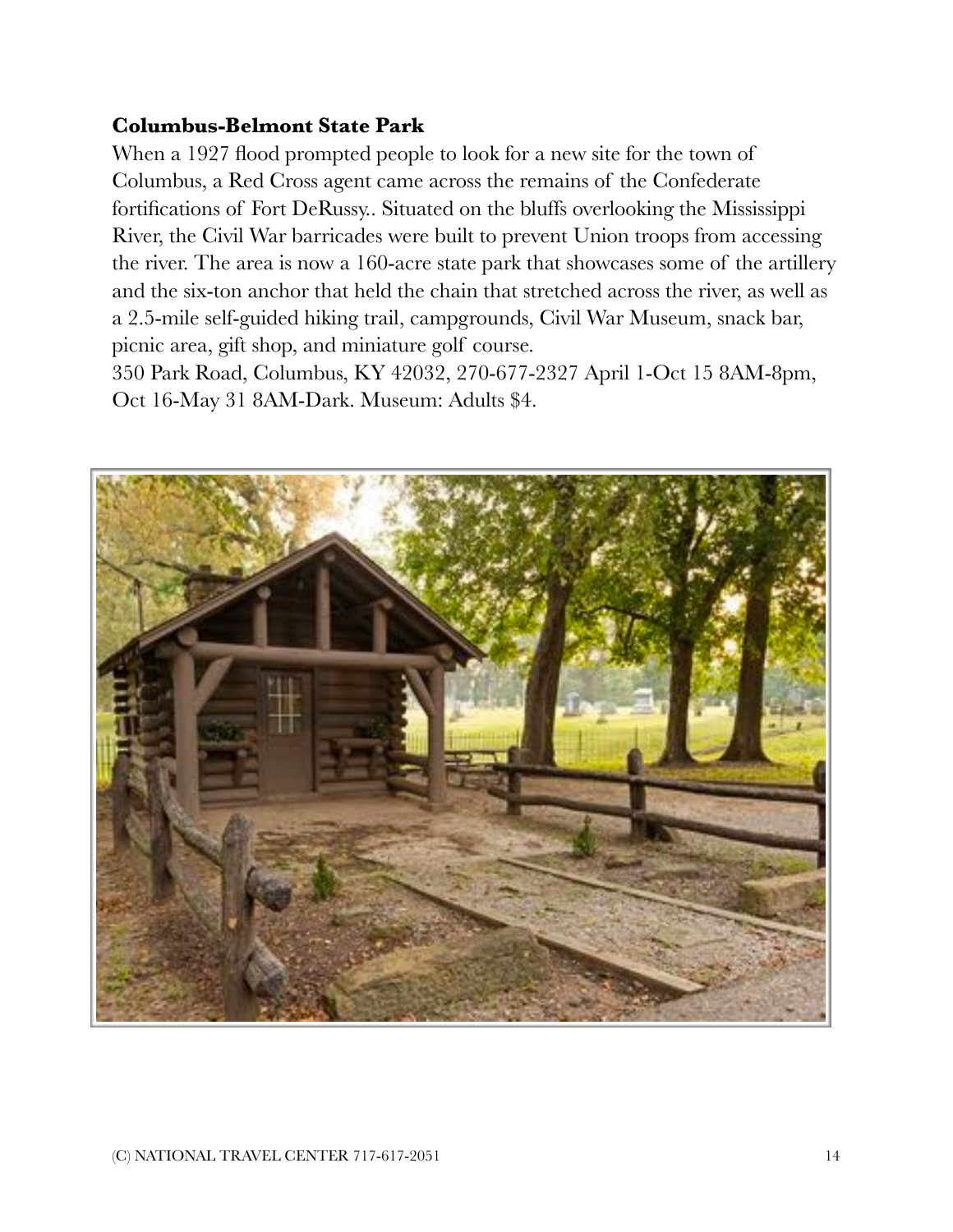**Columbus-Belmont State Park**

When a 1927 flood prompted people to look for a new site for the town of Columbus, a Red Cross agent came across the remains of the Confederate fortifications of Fort DeRussy.. Situated on the bluffs overlooking the Mississippi River, the Civil War barricades were built to prevent Union troops from accessing the river. The area is now a 160-acre state park that showcases some of the artillery and the six-ton anchor that held the chain that stretched across the river, as well as a 2.5-mile self-guided hiking trail, campgrounds, Civil War Museum, snack bar, picnic area, gift shop, and miniature golf course.

350 Park Road, Columbus, KY 42032, 270-677-2327 April 1-Oct 15 8AM-8pm, Oct 16-May 31 8AM-Dark. Museum: Adults $4.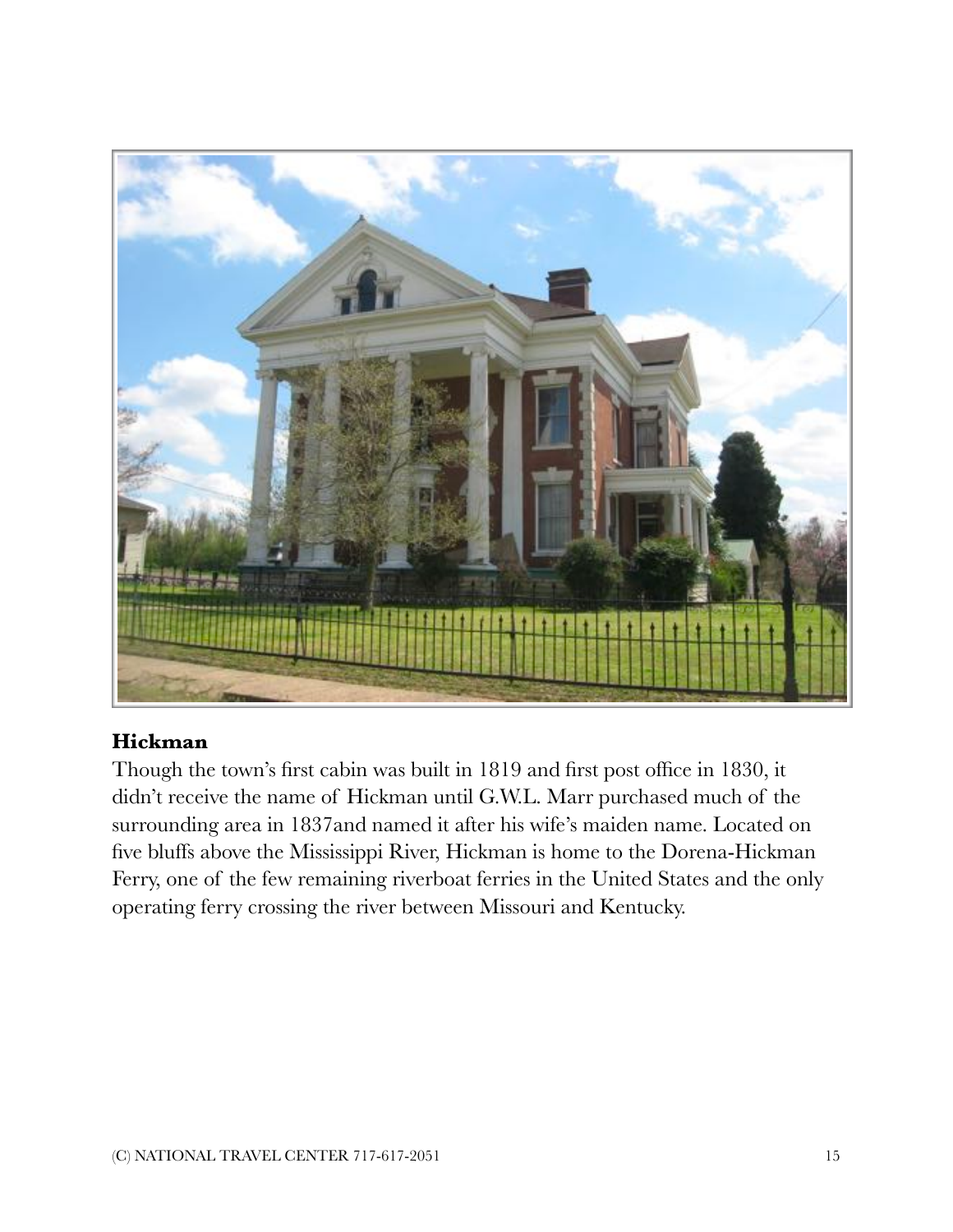**Hickman**

Though the town's first cabin was built in 1819 and first post office in 1830, it didn't receive the name of Hickman until G.W.L. Marr purchased much of the surrounding area in 1837and named it after his wife's maiden name. Located on five bluffs above the Mississippi River, Hickman is home to the Dorena-Hickman Ferry, one of the few remaining riverboat ferries in the United States and the only operating ferry crossing the river between Missouri and Kentucky.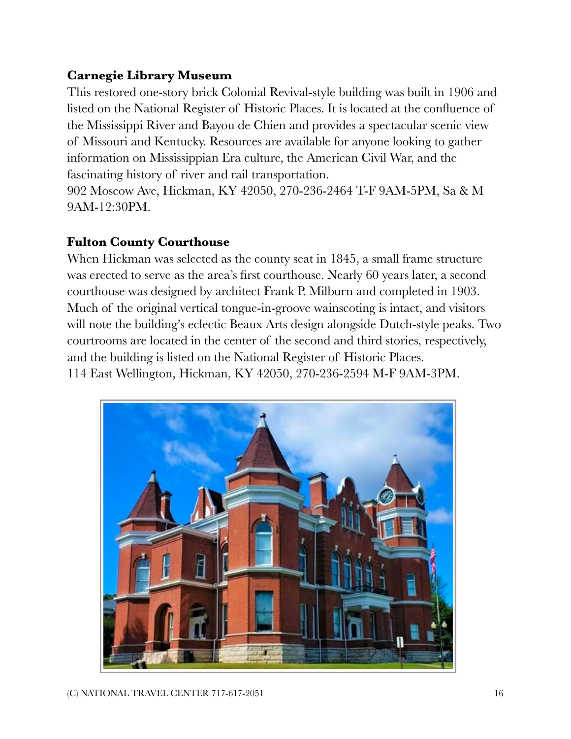### Carnegie Library Museum

This restored one-story brick Colonial Revival-style building was built in 1906 and listed on the National Register of Historic Places. It is located at the confluence of the Mississippi River and Bayou de Chien and provides a spectacular scenic view of Missouri and Kentucky. Resources are available for anyone looking to gather information on Mississippian Era culture, the American Civil War, and the fascinating history of river and rail transportation.
902 Moscow Ave, Hickman, KY 42050, 270-236-2464 T-F 9AM-5PM, Sa & M 9AM-12:30PM.

### Fulton County Courthouse

When Hickman was selected as the county seat in 1845, a small frame structure was erected to serve as the area's first courthouse. Nearly 60 years later, a second courthouse was designed by architect Frank P. Milburn and completed in 1903. Much of the original vertical tongue-in-groove wainscoting is intact, and visitors will note the building's eclectic Beaux Arts design alongside Dutch-style peaks. Two courtrooms are located in the center of the second and third stories, respectively, and the building is listed on the National Register of Historic Places.
114 East Wellington, Hickman, KY 42050, 270-236-2594 M-F 9AM-3PM.

(C) NATIONAL TRAVEL CENTER 717-617-2051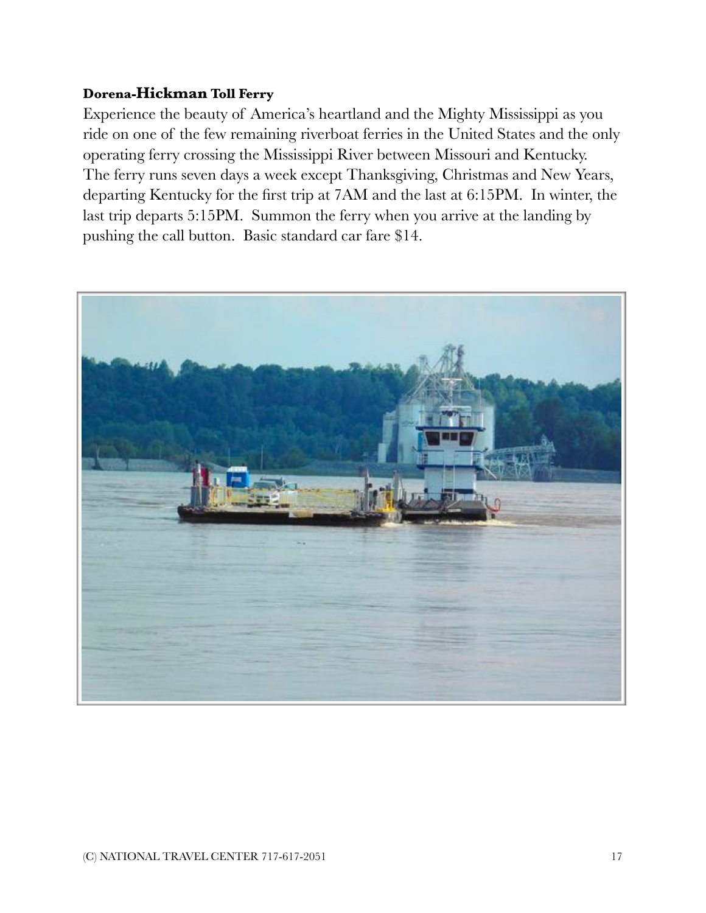**Dorena-Hickman Toll Ferry**

Experience the beauty of America's heartland and the Mighty Mississippi as you ride on one of the few remaining riverboat ferries in the United States and the only operating ferry crossing the Mississippi River between Missouri and Kentucky. The ferry runs seven days a week except Thanksgiving, Christmas and New Years, departing Kentucky for the first trip at 7AM and the last at 6:15PM. In winter, the last trip departs 5:15PM. Summon the ferry when you arrive at the landing by pushing the call button. Basic standard car fare $14.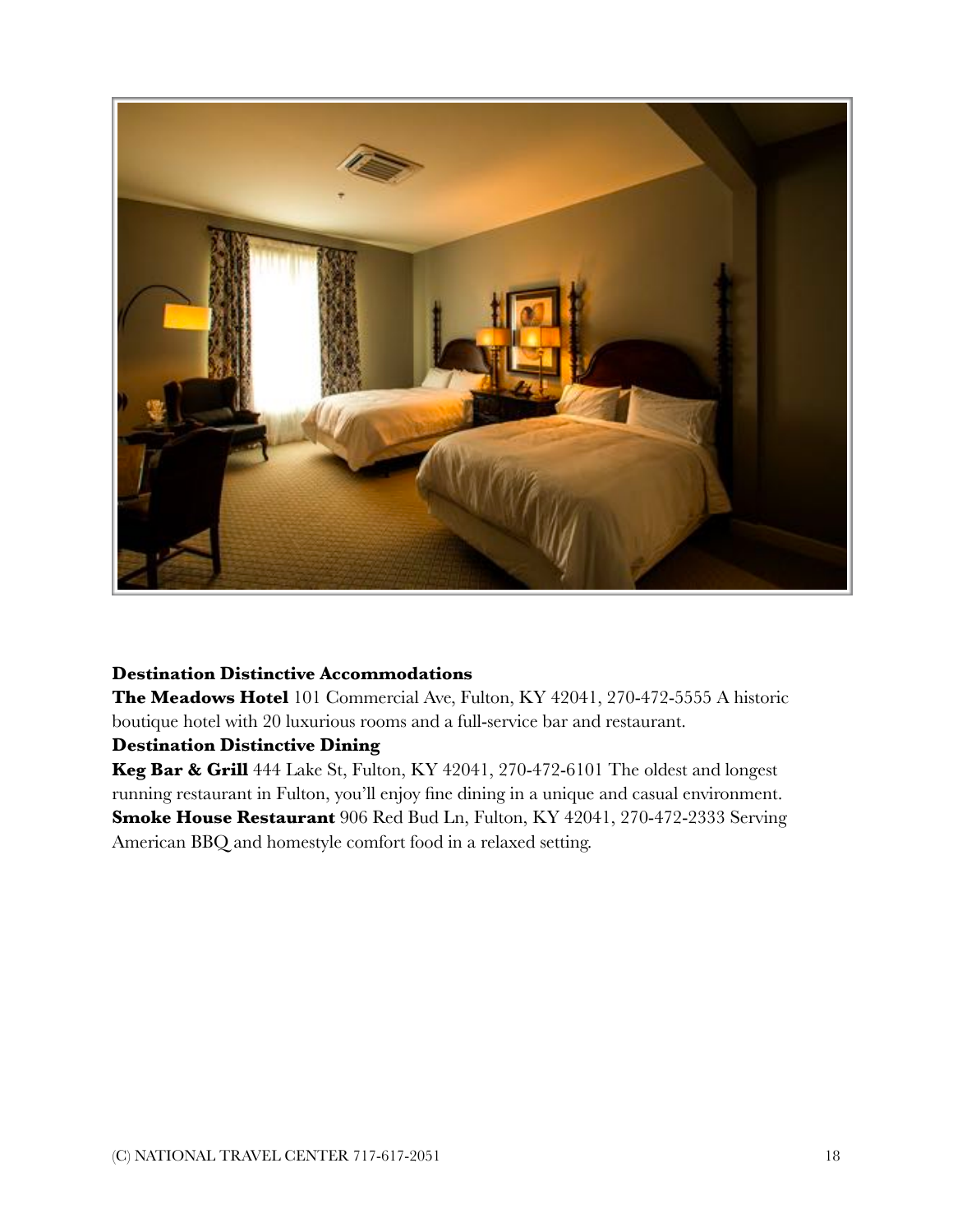**Destination Distinctive Accommodations**

**The Meadows Hotel** 101 Commercial Ave, Fulton, KY 42041, 270-472-5555 A historic boutique hotel with 20 luxurious rooms and a full-service bar and restaurant.

**Destination Distinctive Dining**

**Keg Bar & Grill** 444 Lake St, Fulton, KY 42041, 270-472-6101 The oldest and longest running restaurant in Fulton, you'll enjoy fine dining in a unique and casual environment.

**Smoke House Restaurant** 906 Red Bud Ln, Fulton, KY 42041, 270-472-2333 Serving American BBQ and homestyle comfort food in a relaxed setting.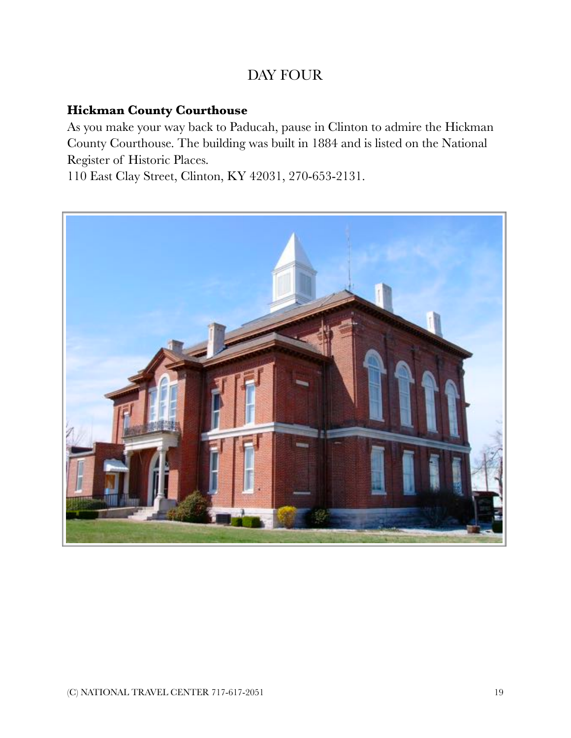# DAY FOUR

### Hickman County Courthouse

As you make your way back to Paducah, pause in Clinton to admire the Hickman County Courthouse. The building was built in 1884 and is listed on the National Register of Historic Places.
110 East Clay Street, Clinton, KY 42031, 270-653-2131.